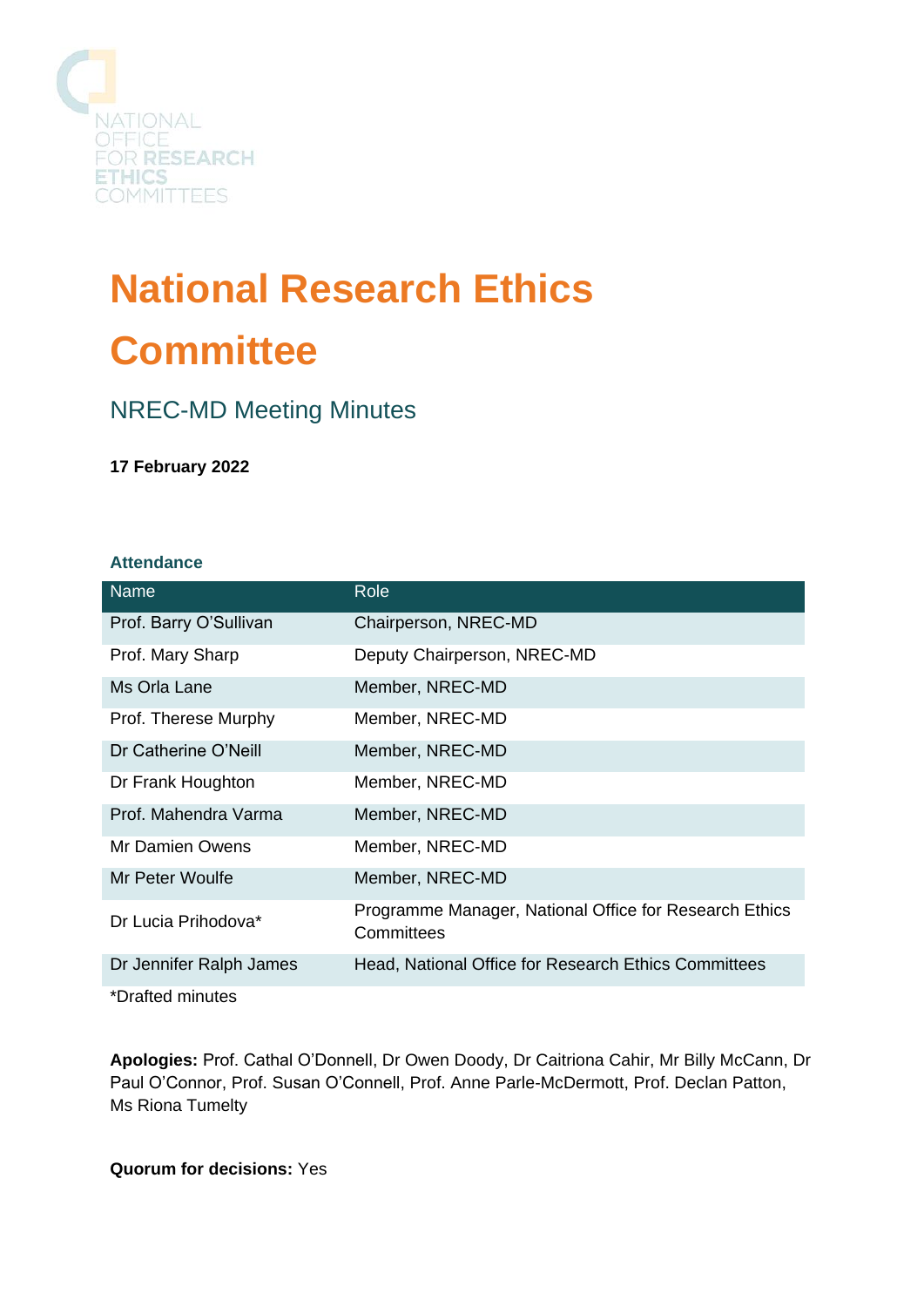NATIONAL OFFICE FOR RESEARCH ETHICS COMMITTEES

# National Research Ethics Committee

## NREC-MD Meeting Minutes

**17 February 2022**

### Attendance

| Name | Role |
|---|---|
| Prof. Barry O'Sullivan | Chairperson, NREC-MD |
| Prof. Mary Sharp | Deputy Chairperson, NREC-MD |
| Ms Orla Lane | Member, NREC-MD |
| Prof. Therese Murphy | Member, NREC-MD |
| Dr Catherine O'Neill | Member, NREC-MD |
| Dr Frank Houghton | Member, NREC-MD |
| Prof. Mahendra Varma | Member, NREC-MD |
| Mr Damien Owens | Member, NREC-MD |
| Mr Peter Woulfe | Member, NREC-MD |
| Dr Lucia Prihodova* | Programme Manager, National Office for Research Ethics Committees |
| Dr Jennifer Ralph James | Head, National Office for Research Ethics Committees |

*Drafted minutes

**Apologies:** Prof. Cathal O'Donnell, Dr Owen Doody, Dr Caitriona Cahir, Mr Billy McCann, Dr Paul O'Connor, Prof. Susan O'Connell, Prof. Anne Parle-McDermott, Prof. Declan Patton, Ms Riona Tumelty

**Quorum for decisions:** Yes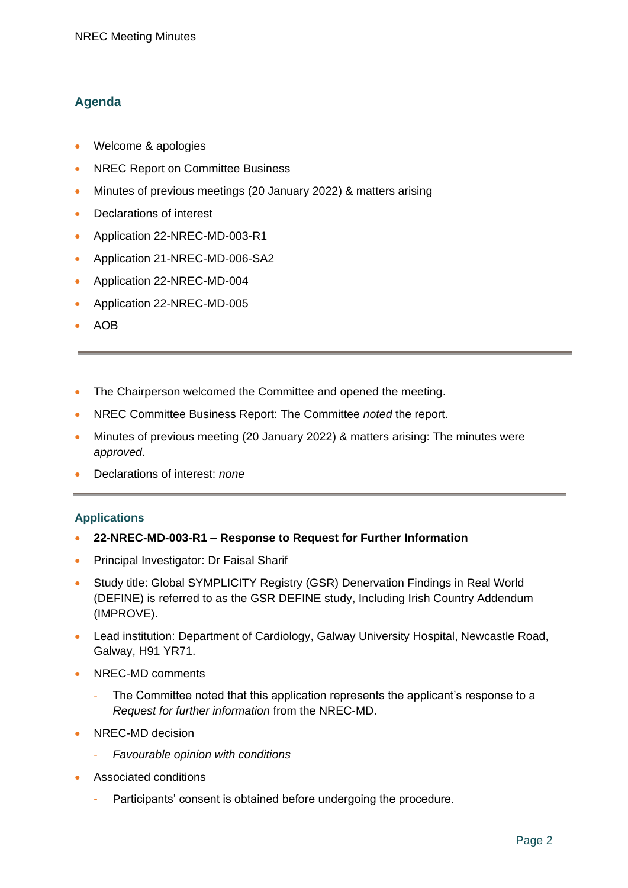## Agenda

- Welcome & apologies
- NREC Report on Committee Business
- Minutes of previous meetings (20 January 2022) & matters arising
- Declarations of interest
- Application 22-NREC-MD-003-R1
- Application 21-NREC-MD-006-SA2
- Application 22-NREC-MD-004
- Application 22-NREC-MD-005
- AOB

---

- The Chairperson welcomed the Committee and opened the meeting.
- NREC Committee Business Report: The Committee *noted* the report.
- Minutes of previous meeting (20 January 2022) & matters arising: The minutes were *approved*.
- Declarations of interest: *none*

---

### Applications

- **22-NREC-MD-003-R1 – Response to Request for Further Information**
- Principal Investigator: Dr Faisal Sharif
- Study title: Global SYMPLICITY Registry (GSR) Denervation Findings in Real World (DEFINE) is referred to as the GSR DEFINE study, Including Irish Country Addendum (IMPROVE).
- Lead institution: Department of Cardiology, Galway University Hospital, Newcastle Road, Galway, H91 YR71.
- NREC-MD comments
  - The Committee noted that this application represents the applicant's response to a *Request for further information* from the NREC-MD.
- NREC-MD decision
  - *Favourable opinion with conditions*
- Associated conditions
  - Participants' consent is obtained before undergoing the procedure.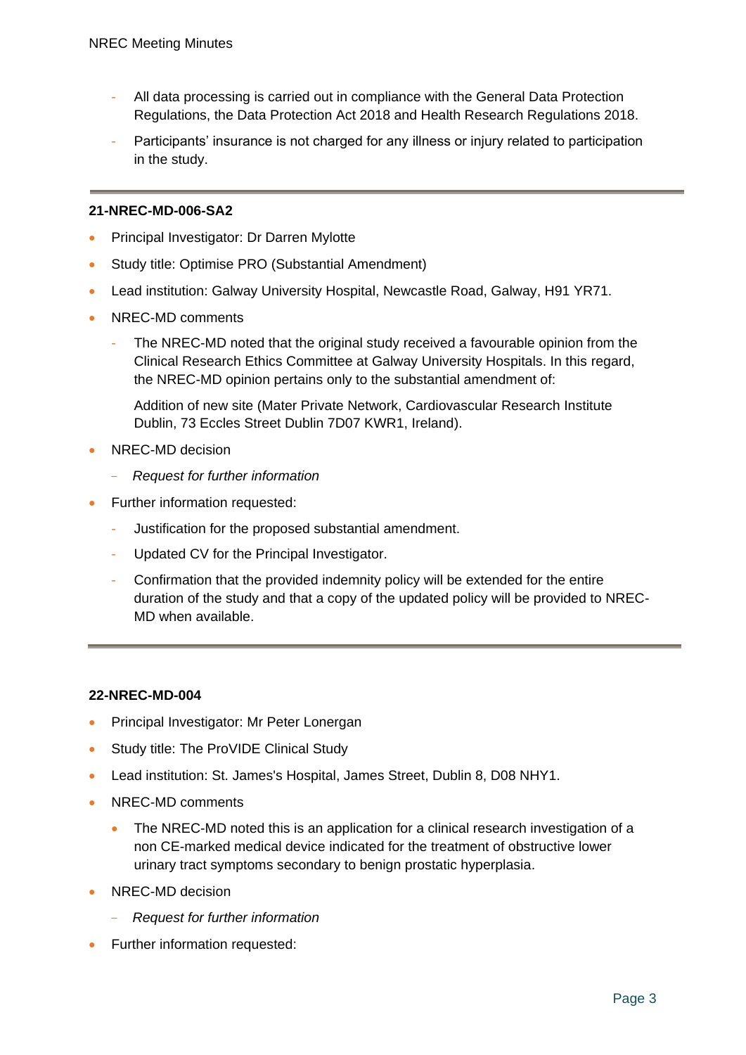- All data processing is carried out in compliance with the General Data Protection Regulations, the Data Protection Act 2018 and Health Research Regulations 2018.
- Participants' insurance is not charged for any illness or injury related to participation in the study.

---

**21-NREC-MD-006-SA2**

- Principal Investigator: Dr Darren Mylotte
- Study title: Optimise PRO (Substantial Amendment)
- Lead institution: Galway University Hospital, Newcastle Road, Galway, H91 YR71.
- NREC-MD comments
  - The NREC-MD noted that the original study received a favourable opinion from the Clinical Research Ethics Committee at Galway University Hospitals. In this regard, the NREC-MD opinion pertains only to the substantial amendment of:

    Addition of new site (Mater Private Network, Cardiovascular Research Institute Dublin, 73 Eccles Street Dublin 7D07 KWR1, Ireland).
- NREC-MD decision
  - *Request for further information*
- Further information requested:
  - Justification for the proposed substantial amendment.
  - Updated CV for the Principal Investigator.
  - Confirmation that the provided indemnity policy will be extended for the entire duration of the study and that a copy of the updated policy will be provided to NREC-MD when available.

---

**22-NREC-MD-004**

- Principal Investigator: Mr Peter Lonergan
- Study title: The ProVIDE Clinical Study
- Lead institution: St. James's Hospital, James Street, Dublin 8, D08 NHY1.
- NREC-MD comments
  - The NREC-MD noted this is an application for a clinical research investigation of a non CE-marked medical device indicated for the treatment of obstructive lower urinary tract symptoms secondary to benign prostatic hyperplasia.
- NREC-MD decision
  - *Request for further information*
- Further information requested: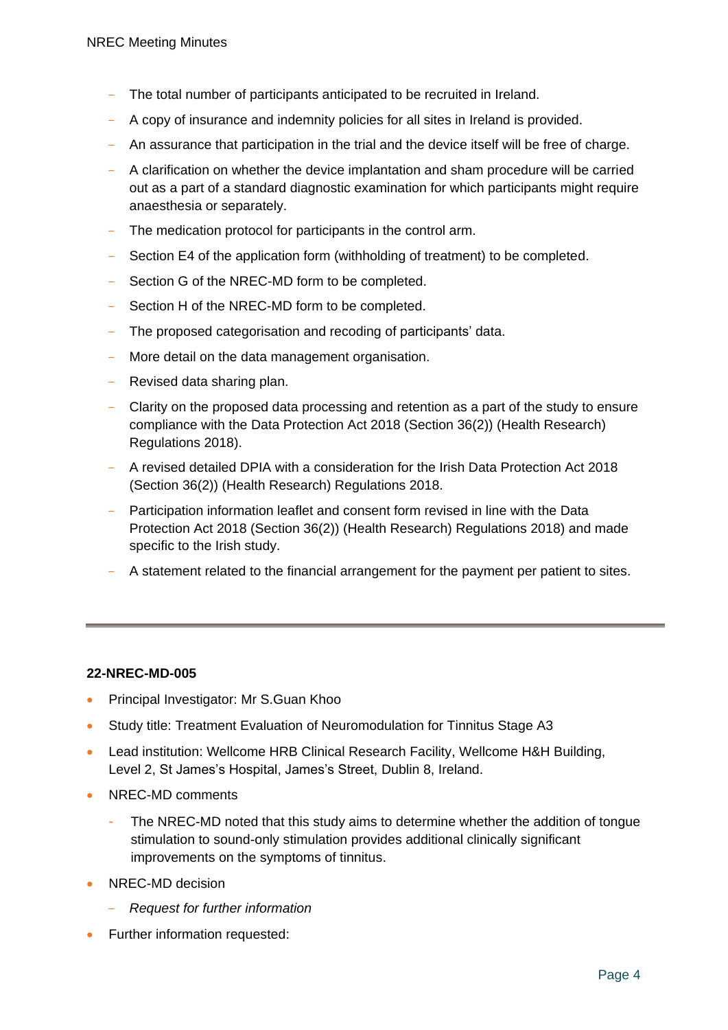- The total number of participants anticipated to be recruited in Ireland.
- A copy of insurance and indemnity policies for all sites in Ireland is provided.
- An assurance that participation in the trial and the device itself will be free of charge.
- A clarification on whether the device implantation and sham procedure will be carried out as a part of a standard diagnostic examination for which participants might require anaesthesia or separately.
- The medication protocol for participants in the control arm.
- Section E4 of the application form (withholding of treatment) to be completed.
- Section G of the NREC-MD form to be completed.
- Section H of the NREC-MD form to be completed.
- The proposed categorisation and recoding of participants' data.
- More detail on the data management organisation.
- Revised data sharing plan.
- Clarity on the proposed data processing and retention as a part of the study to ensure compliance with the Data Protection Act 2018 (Section 36(2)) (Health Research) Regulations 2018).
- A revised detailed DPIA with a consideration for the Irish Data Protection Act 2018 (Section 36(2)) (Health Research) Regulations 2018.
- Participation information leaflet and consent form revised in line with the Data Protection Act 2018 (Section 36(2)) (Health Research) Regulations 2018) and made specific to the Irish study.
- A statement related to the financial arrangement for the payment per patient to sites.

---

**22-NREC-MD-005**

- Principal Investigator: Mr S.Guan Khoo
- Study title: Treatment Evaluation of Neuromodulation for Tinnitus Stage A3
- Lead institution: Wellcome HRB Clinical Research Facility, Wellcome H&H Building, Level 2, St James's Hospital, James's Street, Dublin 8, Ireland.
- NREC-MD comments
  - The NREC-MD noted that this study aims to determine whether the addition of tongue stimulation to sound-only stimulation provides additional clinically significant improvements on the symptoms of tinnitus.
- NREC-MD decision
  - *Request for further information*
- Further information requested: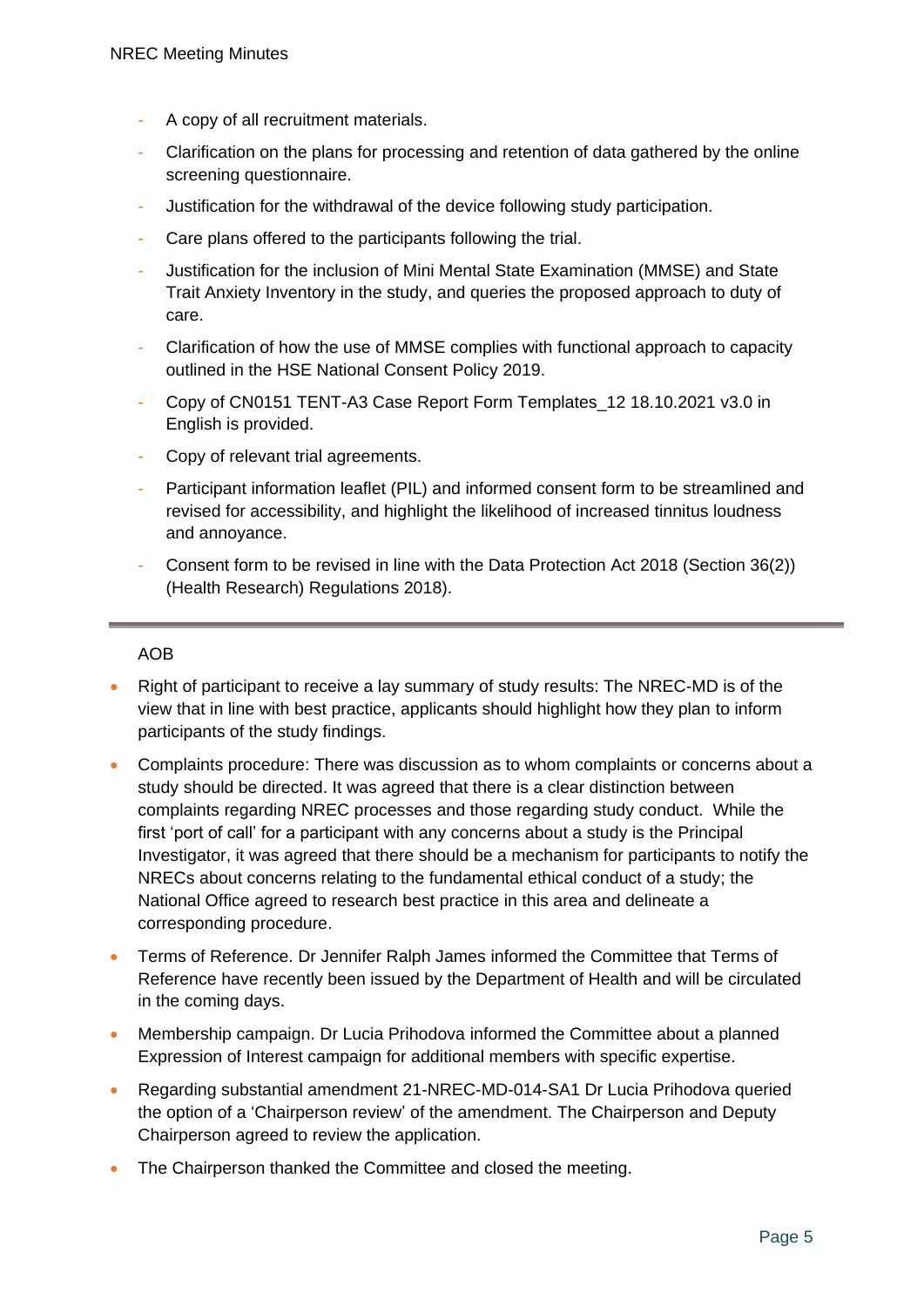- A copy of all recruitment materials.
- Clarification on the plans for processing and retention of data gathered by the online screening questionnaire.
- Justification for the withdrawal of the device following study participation.
- Care plans offered to the participants following the trial.
- Justification for the inclusion of Mini Mental State Examination (MMSE) and State Trait Anxiety Inventory in the study, and queries the proposed approach to duty of care.
- Clarification of how the use of MMSE complies with functional approach to capacity outlined in the HSE National Consent Policy 2019.
- Copy of CN0151 TENT-A3 Case Report Form Templates_12 18.10.2021 v3.0 in English is provided.
- Copy of relevant trial agreements.
- Participant information leaflet (PIL) and informed consent form to be streamlined and revised for accessibility, and highlight the likelihood of increased tinnitus loudness and annoyance.
- Consent form to be revised in line with the Data Protection Act 2018 (Section 36(2)) (Health Research) Regulations 2018).

---

AOB

- Right of participant to receive a lay summary of study results: The NREC-MD is of the view that in line with best practice, applicants should highlight how they plan to inform participants of the study findings.
- Complaints procedure: There was discussion as to whom complaints or concerns about a study should be directed. It was agreed that there is a clear distinction between complaints regarding NREC processes and those regarding study conduct. While the first 'port of call' for a participant with any concerns about a study is the Principal Investigator, it was agreed that there should be a mechanism for participants to notify the NRECs about concerns relating to the fundamental ethical conduct of a study; the National Office agreed to research best practice in this area and delineate a corresponding procedure.
- Terms of Reference. Dr Jennifer Ralph James informed the Committee that Terms of Reference have recently been issued by the Department of Health and will be circulated in the coming days.
- Membership campaign. Dr Lucia Prihodova informed the Committee about a planned Expression of Interest campaign for additional members with specific expertise.
- Regarding substantial amendment 21-NREC-MD-014-SA1 Dr Lucia Prihodova queried the option of a 'Chairperson review' of the amendment. The Chairperson and Deputy Chairperson agreed to review the application.
- The Chairperson thanked the Committee and closed the meeting.